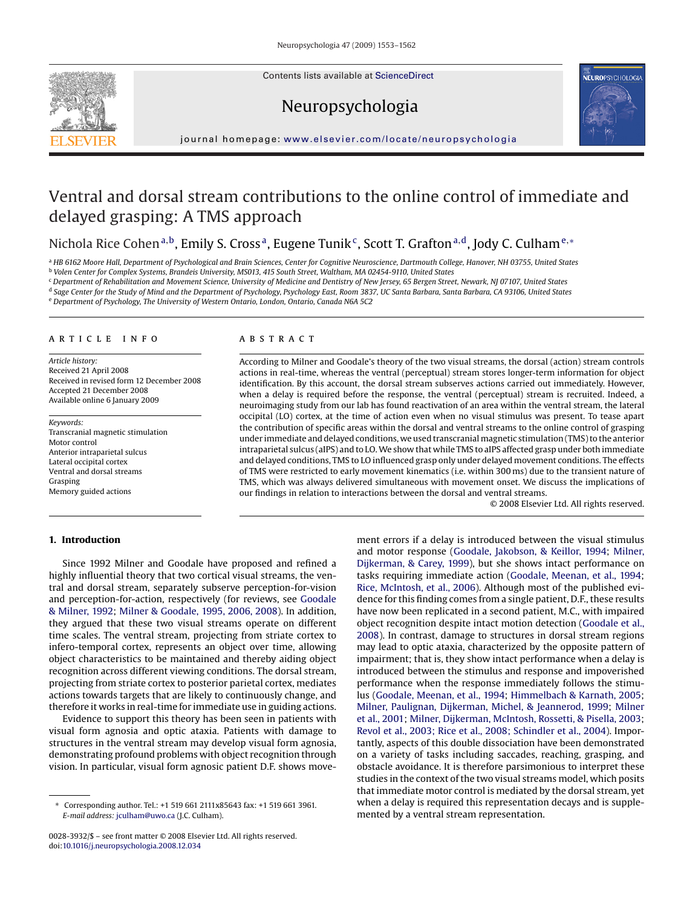# Ventral and dorsal stream contributions to the online control of immediate and delayed grasping: A TMS approach

Nichola Rice Cohen[a,b], Emily S. Cross[a], Eugene Tunik[c], Scott T. Grafton[a,d], Jody C. Culham[e,*]

[a] HB 6162 Moore Hall, Department of Psychological and Brain Sciences, Center for Cognitive Neuroscience, Dartmouth College, Hanover, NH 03755, United States
[b] Volen Center for Complex Systems, Brandeis University, MS013, 415 South Street, Waltham, MA 02454-9110, United States
[c] Department of Rehabilitation and Movement Science, University of Medicine and Dentistry of New Jersey, 65 Bergen Street, Newark, NJ 07107, United States
[d] Sage Center for the Study of Mind and the Department of Psychology, Psychology East, Room 3837, UC Santa Barbara, Santa Barbara, CA 93106, United States
[e] Department of Psychology, The University of Western Ontario, London, Ontario, Canada N6A 5C2

## ARTICLE INFO

*Article history:*
Received 21 April 2008
Received in revised form 12 December 2008
Accepted 21 December 2008
Available online 6 January 2009

*Keywords:*
Transcranial magnetic stimulation
Motor control
Anterior intraparietal sulcus
Lateral occipital cortex
Ventral and dorsal streams
Grasping
Memory guided actions

## ABSTRACT

According to Milner and Goodale's theory of the two visual streams, the dorsal (action) stream controls actions in real-time, whereas the ventral (perceptual) stream stores longer-term information for object identification. By this account, the dorsal stream subserves actions carried out immediately. However, when a delay is required before the response, the ventral (perceptual) stream is recruited. Indeed, a neuroimaging study from our lab has found reactivation of an area within the ventral stream, the lateral occipital (LO) cortex, at the time of action even when no visual stimulus was present. To tease apart the contribution of specific areas within the dorsal and ventral streams to the online control of grasping under immediate and delayed conditions, we used transcranial magnetic stimulation (TMS) to the anterior intraparietal sulcus (aIPS) and to LO. We show that while TMS to aIPS affected grasp under both immediate and delayed conditions, TMS to LO influenced grasp only under delayed movement conditions. The effects of TMS were restricted to early movement kinematics (i.e. within 300 ms) due to the transient nature of TMS, which was always delivered simultaneous with movement onset. We discuss the implications of our findings in relation to interactions between the dorsal and ventral streams.

© 2008 Elsevier Ltd. All rights reserved.

## 1. Introduction

Since 1992 Milner and Goodale have proposed and refined a highly influential theory that two cortical visual streams, the ventral and dorsal stream, separately subserve perception-for-vision and perception-for-action, respectively (for reviews, see Goodale & Milner, 1992; Milner & Goodale, 1995, 2006, 2008). In addition, they argued that these two visual streams operate on different time scales. The ventral stream, projecting from striate cortex to infero-temporal cortex, represents an object over time, allowing object characteristics to be maintained and thereby aiding object recognition across different viewing conditions. The dorsal stream, projecting from striate cortex to posterior parietal cortex, mediates actions towards targets that are likely to continuously change, and therefore it works in real-time for immediate use in guiding actions.

Evidence to support this theory has been seen in patients with visual form agnosia and optic ataxia. Patients with damage to structures in the ventral stream may develop visual form agnosia, demonstrating profound problems with object recognition through vision. In particular, visual form agnosic patient D.F. shows movement errors if a delay is introduced between the visual stimulus and motor response (Goodale, Jakobson, & Keillor, 1994; Milner, Dijkerman, & Carey, 1999), but she shows intact performance on tasks requiring immediate action (Goodale, Meenan, et al., 1994; Rice, McIntosh, et al., 2006). Although most of the published evidence for this finding comes from a single patient, D.F., these results have now been replicated in a second patient, M.C., with impaired object recognition despite intact motion detection (Goodale et al., 2008). In contrast, damage to structures in dorsal stream regions may lead to optic ataxia, characterized by the opposite pattern of impairment; that is, they show intact performance when a delay is introduced between the stimulus and response and impoverished performance when the response immediately follows the stimulus (Goodale, Meenan, et al., 1994; Himmelbach & Karnath, 2005; Milner, Paulignan, Dijkerman, Michel, & Jeannerod, 1999; Milner et al., 2001; Milner, Dijkerman, McIntosh, Rossetti, & Pisella, 2003; Revol et al., 2003; Rice et al., 2008; Schindler et al., 2004). Importantly, aspects of this double dissociation have been demonstrated on a variety of tasks including saccades, reaching, grasping, and obstacle avoidance. It is therefore parsimonious to interpret these studies in the context of the two visual streams model, which posits that immediate motor control is mediated by the dorsal stream, yet when a delay is required this representation decays and is supplemented by a ventral stream representation.

* Corresponding author. Tel.: +1 519 661 2111x85643 fax: +1 519 661 3961. E-mail address: jculham@uwo.ca (J.C. Culham).

0028-3932/$ – see front matter © 2008 Elsevier Ltd. All rights reserved.
doi:10.1016/j.neuropsychologia.2008.12.034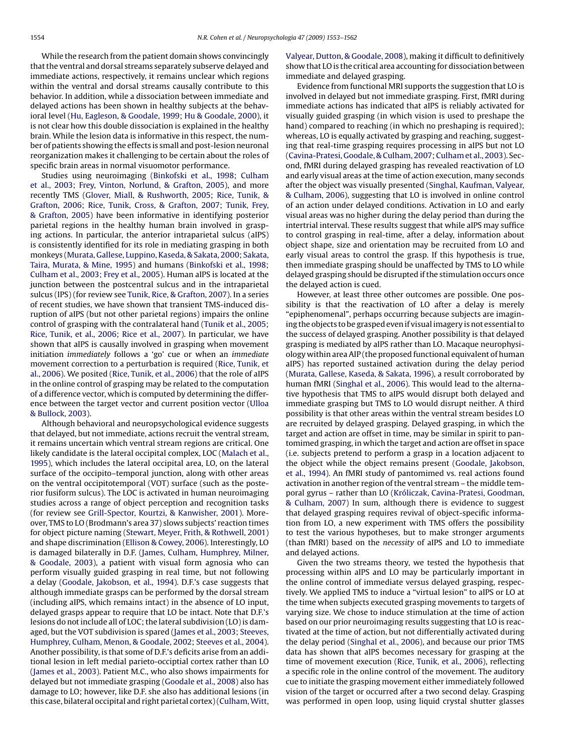While the research from the patient domain shows convincingly that the ventral and dorsal streams separately subserve delayed and immediate actions, respectively, it remains unclear which regions within the ventral and dorsal streams causally contribute to this behavior. In addition, while a dissociation between immediate and delayed actions has been shown in healthy subjects at the behavioral level (Hu, Eagleson, & Goodale, 1999; Hu & Goodale, 2000), it is not clear how this double dissociation is explained in the healthy brain. While the lesion data is informative in this respect, the number of patients showing the effects is small and post-lesion neuronal reorganization makes it challenging to be certain about the roles of specific brain areas in normal visuomotor performance.

Studies using neuroimaging (Binkofski et al., 1998; Culham et al., 2003; Frey, Vinton, Norlund, & Grafton, 2005), and more recently TMS (Glover, Miall, & Rushworth, 2005; Rice, Tunik, & Grafton, 2006; Rice, Tunik, Cross, & Grafton, 2007; Tunik, Frey, & Grafton, 2005) have been informative in identifying posterior parietal regions in the healthy human brain involved in grasping actions. In particular, the anterior intraparietal sulcus (aIPS) is consistently identified for its role in mediating grasping in both monkeys (Murata, Gallese, Luppino, Kaseda, & Sakata, 2000; Sakata, Taira, Murata, & Mine, 1995) and humans (Binkofski et al., 1998; Culham et al., 2003; Frey et al., 2005). Human aIPS is located at the junction between the postcentral sulcus and in the intraparietal sulcus (IPS) (for review see Tunik, Rice, & Grafton, 2007). In a series of recent studies, we have shown that transient TMS-induced disruption of aIPS (but not other parietal regions) impairs the online control of grasping with the contralateral hand (Tunik et al., 2005; Rice, Tunik, et al., 2006; Rice et al., 2007). In particular, we have shown that aIPS is causally involved in grasping when movement initiation *immediately* follows a 'go' cue or when an *immediate* movement correction to a perturbation is required (Rice, Tunik, et al., 2006). We posited (Rice, Tunik, et al., 2006) that the role of aIPS in the online control of grasping may be related to the computation of a difference vector, which is computed by determining the difference between the target vector and current position vector (Ulloa & Bullock, 2003).

Although behavioral and neuropsychological evidence suggests that delayed, but not immediate, actions recruit the ventral stream, it remains uncertain which ventral stream regions are critical. One likely candidate is the lateral occipital complex, LOC (Malach et al., 1995), which includes the lateral occipital area, LO, on the lateral surface of the occipito–temporal junction, along with other areas on the ventral occipitotemporal (VOT) surface (such as the posterior fusiform sulcus). The LOC is activated in human neuroimaging studies across a range of object perception and recognition tasks (for review see Grill-Spector, Kourtzi, & Kanwisher, 2001). Moreover, TMS to LO (Brodmann's area 37) slows subjects' reaction times for object picture naming (Stewart, Meyer, Frith, & Rothwell, 2001) and shape discrimination (Ellison & Cowey, 2006). Interestingly, LO is damaged bilaterally in D.F. (James, Culham, Humphrey, Milner, & Goodale, 2003), a patient with visual form agnosia who can perform visually guided grasping in real time, but not following a delay (Goodale, Jakobson, et al., 1994). D.F.'s case suggests that although immediate grasps can be performed by the dorsal stream (including aIPS, which remains intact) in the absence of LO input, delayed grasps appear to require that LO be intact. Note that D.F.'s lesions do not include all of LOC; the lateral subdivision (LO) is damaged, but the VOT subdivision is spared (James et al., 2003; Steeves, Humphrey, Culham, Menon, & Goodale, 2002; Steeves et al., 2004). Another possibility, is that some of D.F.'s deficits arise from an additional lesion in left medial parieto-occipital cortex rather than LO (James et al., 2003). Patient M.C., who also shows impairments for delayed but not immediate grasping (Goodale et al., 2008) also has damage to LO; however, like D.F. she also has additional lesions (in this case, bilateral occipital and right parietal cortex) (Culham, Witt, Valyear, Dutton, & Goodale, 2008), making it difficult to definitively show that LO is the critical area accounting for dissociation between immediate and delayed grasping.

Evidence from functional MRI supports the suggestion that LO is involved in delayed but not immediate grasping. First, fMRI during immediate actions has indicated that aIPS is reliably activated for visually guided grasping (in which vision is used to preshape the hand) compared to reaching (in which no preshaping is required); whereas, LO is equally activated by grasping and reaching, suggesting that real-time grasping requires processing in aIPS but not LO (Cavina-Pratesi, Goodale, & Culham, 2007; Culham et al., 2003). Second, fMRI during delayed grasping has revealed reactivation of LO and early visual areas at the time of action execution, many seconds after the object was visually presented (Singhal, Kaufman, Valyear, & Culham, 2006), suggesting that LO is involved in online control of an action under delayed conditions. Activation in LO and early visual areas was no higher during the delay period than during the intertrial interval. These results suggest that while aIPS may suffice to control grasping in real-time, after a delay, information about object shape, size and orientation may be recruited from LO and early visual areas to control the grasp. If this hypothesis is true, then immediate grasping should be unaffected by TMS to LO while delayed grasping should be disrupted if the stimulation occurs once the delayed action is cued.

However, at least three other outcomes are possible. One possibility is that the reactivation of LO after a delay is merely "epiphenomenal", perhaps occurring because subjects are imagining the objects to be grasped even if visual imagery is not essential to the success of delayed grasping. Another possibility is that delayed grasping is mediated by aIPS rather than LO. Macaque neurophysiology within area AIP (the proposed functional equivalent of human aIPS) has reported sustained activation during the delay period (Murata, Gallese, Kaseda, & Sakata, 1996), a result corroborated by human fMRI (Singhal et al., 2006). This would lead to the alternative hypothesis that TMS to aIPS would disrupt both delayed and immediate grasping but TMS to LO would disrupt neither. A third possibility is that other areas within the ventral stream besides LO are recruited by delayed grasping. Delayed grasping, in which the target and action are offset in time, may be similar in spirit to pantomimed grasping, in which the target and action are offset in space (i.e. subjects pretend to perform a grasp in a location adjacent to the object while the object remains present (Goodale, Jakobson, et al., 1994). An fMRI study of pantomimed vs. real actions found activation in another region of the ventral stream – the middle temporal gyrus – rather than LO (Króliczak, Cavina-Pratesi, Goodman, & Culham, 2007) In sum, although there is evidence to suggest that delayed grasping requires revival of object-specific information from LO, a new experiment with TMS offers the possibility to test the various hypotheses, but to make stronger arguments (than fMRI) based on the *necessity* of aIPS and LO to immediate and delayed actions.

Given the two streams theory, we tested the hypothesis that processing within aIPS and LO may be particularly important in the online control of immediate versus delayed grasping, respectively. We applied TMS to induce a "virtual lesion" to aIPS or LO at the time when subjects executed grasping movements to targets of varying size. We chose to induce stimulation at the time of action based on our prior neuroimaging results suggesting that LO is reactivated at the time of action, but not differentially activated during the delay period (Singhal et al., 2006), and because our prior TMS data has shown that aIPS becomes necessary for grasping at the time of movement execution (Rice, Tunik, et al., 2006), reflecting a specific role in the online control of the movement. The auditory cue to initiate the grasping movement either immediately followed vision of the target or occurred after a two second delay. Grasping was performed in open loop, using liquid crystal shutter glasses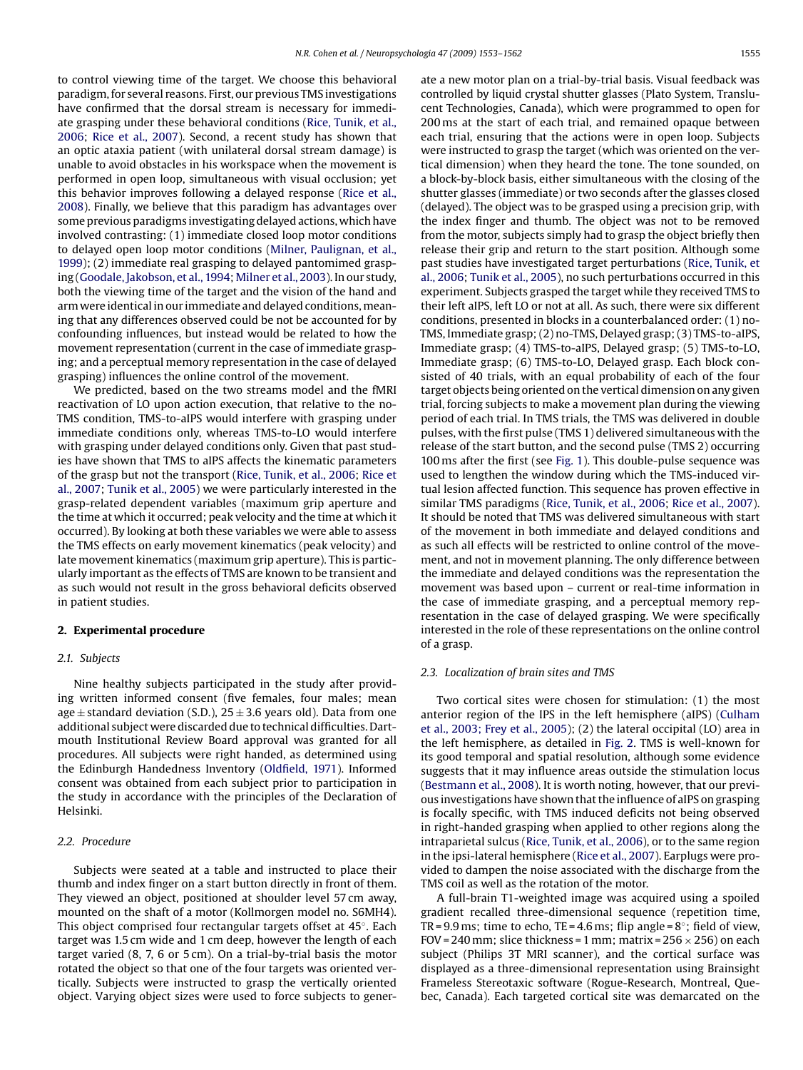to control viewing time of the target. We choose this behavioral paradigm, for several reasons. First, our previous TMS investigations have confirmed that the dorsal stream is necessary for immediate grasping under these behavioral conditions (Rice, Tunik, et al., 2006; Rice et al., 2007). Second, a recent study has shown that an optic ataxia patient (with unilateral dorsal stream damage) is unable to avoid obstacles in his workspace when the movement is performed in open loop, simultaneous with visual occlusion; yet this behavior improves following a delayed response (Rice et al., 2008). Finally, we believe that this paradigm has advantages over some previous paradigms investigating delayed actions, which have involved contrasting: (1) immediate closed loop motor conditions to delayed open loop motor conditions (Milner, Paulignan, et al., 1999); (2) immediate real grasping to delayed pantomimed grasping (Goodale, Jakobson, et al., 1994; Milner et al., 2003). In our study, both the viewing time of the target and the vision of the hand and arm were identical in our immediate and delayed conditions, meaning that any differences observed could be not be accounted for by confounding influences, but instead would be related to how the movement representation (current in the case of immediate grasping; and a perceptual memory representation in the case of delayed grasping) influences the online control of the movement.

We predicted, based on the two streams model and the fMRI reactivation of LO upon action execution, that relative to the no-TMS condition, TMS-to-aIPS would interfere with grasping under immediate conditions only, whereas TMS-to-LO would interfere with grasping under delayed conditions only. Given that past studies have shown that TMS to aIPS affects the kinematic parameters of the grasp but not the transport (Rice, Tunik, et al., 2006; Rice et al., 2007; Tunik et al., 2005) we were particularly interested in the grasp-related dependent variables (maximum grip aperture and the time at which it occurred; peak velocity and the time at which it occurred). By looking at both these variables we were able to assess the TMS effects on early movement kinematics (peak velocity) and late movement kinematics (maximum grip aperture). This is particularly important as the effects of TMS are known to be transient and as such would not result in the gross behavioral deficits observed in patient studies.

## 2. Experimental procedure

### 2.1. Subjects

Nine healthy subjects participated in the study after providing written informed consent (five females, four males; mean age ± standard deviation (S.D.), 25 ± 3.6 years old). Data from one additional subject were discarded due to technical difficulties. Dartmouth Institutional Review Board approval was granted for all procedures. All subjects were right handed, as determined using the Edinburgh Handedness Inventory (Oldfield, 1971). Informed consent was obtained from each subject prior to participation in the study in accordance with the principles of the Declaration of Helsinki.

### 2.2. Procedure

Subjects were seated at a table and instructed to place their thumb and index finger on a start button directly in front of them. They viewed an object, positioned at shoulder level 57 cm away, mounted on the shaft of a motor (Kollmorgen model no. S6MH4). This object comprised four rectangular targets offset at 45°. Each target was 1.5 cm wide and 1 cm deep, however the length of each target varied (8, 7, 6 or 5 cm). On a trial-by-trial basis the motor rotated the object so that one of the four targets was oriented vertically. Subjects were instructed to grasp the vertically oriented object. Varying object sizes were used to force subjects to generate a new motor plan on a trial-by-trial basis. Visual feedback was controlled by liquid crystal shutter glasses (Plato System, Translucent Technologies, Canada), which were programmed to open for 200 ms at the start of each trial, and remained opaque between each trial, ensuring that the actions were in open loop. Subjects were instructed to grasp the target (which was oriented on the vertical dimension) when they heard the tone. The tone sounded, on a block-by-block basis, either simultaneous with the closing of the shutter glasses (immediate) or two seconds after the glasses closed (delayed). The object was to be grasped using a precision grip, with the index finger and thumb. The object was not to be removed from the motor, subjects simply had to grasp the object briefly then release their grip and return to the start position. Although some past studies have investigated target perturbations (Rice, Tunik, et al., 2006; Tunik et al., 2005), no such perturbations occurred in this experiment. Subjects grasped the target while they received TMS to their left aIPS, left LO or not at all. As such, there were six different conditions, presented in blocks in a counterbalanced order: (1) no-TMS, Immediate grasp; (2) no-TMS, Delayed grasp; (3) TMS-to-aIPS, Immediate grasp; (4) TMS-to-aIPS, Delayed grasp; (5) TMS-to-LO, Immediate grasp; (6) TMS-to-LO, Delayed grasp. Each block consisted of 40 trials, with an equal probability of each of the four target objects being oriented on the vertical dimension on any given trial, forcing subjects to make a movement plan during the viewing period of each trial. In TMS trials, the TMS was delivered in double pulses, with the first pulse (TMS 1) delivered simultaneous with the release of the start button, and the second pulse (TMS 2) occurring 100 ms after the first (see Fig. 1). This double-pulse sequence was used to lengthen the window during which the TMS-induced virtual lesion affected function. This sequence has proven effective in similar TMS paradigms (Rice, Tunik, et al., 2006; Rice et al., 2007). It should be noted that TMS was delivered simultaneous with start of the movement in both immediate and delayed conditions and as such all effects will be restricted to online control of the movement, and not in movement planning. The only difference between the immediate and delayed conditions was the representation the movement was based upon – current or real-time information in the case of immediate grasping, and a perceptual memory representation in the case of delayed grasping. We were specifically interested in the role of these representations on the online control of a grasp.

### 2.3. Localization of brain sites and TMS

Two cortical sites were chosen for stimulation: (1) the most anterior region of the IPS in the left hemisphere (aIPS) (Culham et al., 2003; Frey et al., 2005); (2) the lateral occipital (LO) area in the left hemisphere, as detailed in Fig. 2. TMS is well-known for its good temporal and spatial resolution, although some evidence suggests that it may influence areas outside the stimulation locus (Bestmann et al., 2008). It is worth noting, however, that our previous investigations have shown that the influence of aIPS on grasping is focally specific, with TMS induced deficits not being observed in right-handed grasping when applied to other regions along the intraparietal sulcus (Rice, Tunik, et al., 2006), or to the same region in the ipsi-lateral hemisphere (Rice et al., 2007). Earplugs were provided to dampen the noise associated with the discharge from the TMS coil as well as the rotation of the motor.

A full-brain T1-weighted image was acquired using a spoiled gradient recalled three-dimensional sequence (repetition time, TR = 9.9 ms; time to echo, TE = 4.6 ms; flip angle = 8°; field of view, FOV = 240 mm; slice thickness = 1 mm; matrix = 256 × 256) on each subject (Philips 3T MRI scanner), and the cortical surface was displayed as a three-dimensional representation using Brainsight Frameless Stereotaxic software (Rogue-Research, Montreal, Quebec, Canada). Each targeted cortical site was demarcated on the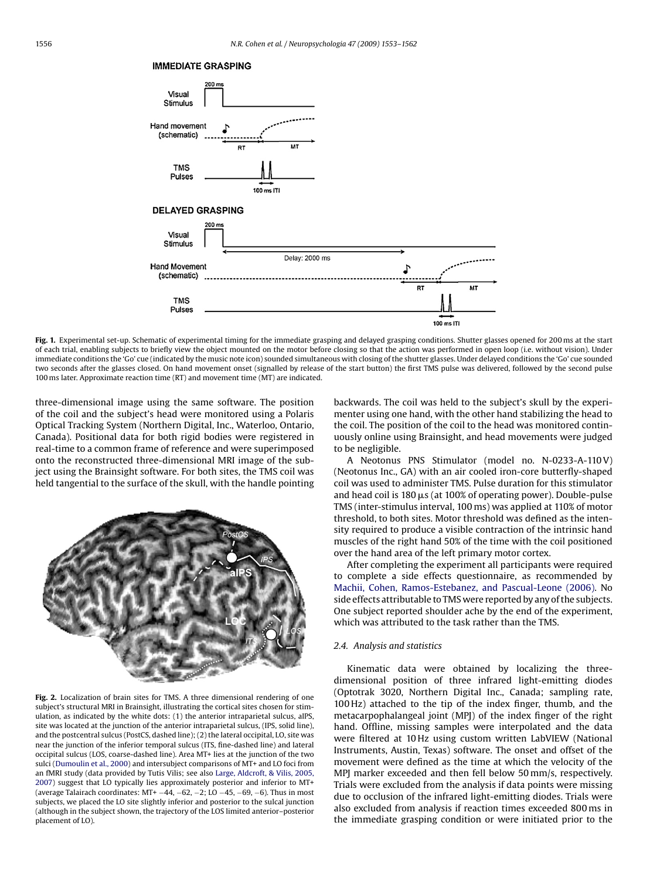**Fig. 1.** Experimental set-up. Schematic of experimental timing for the immediate grasping and delayed grasping conditions. Shutter glasses opened for 200 ms at the start of each trial, enabling subjects to briefly view the object mounted on the motor before closing so that the action was performed in open loop (i.e. without vision). Under immediate conditions the 'Go' cue (indicated by the music note icon) sounded simultaneous with closing of the shutter glasses. Under delayed conditions the 'Go' cue sounded two seconds after the glasses closed. On hand movement onset (signalled by release of the start button) the first TMS pulse was delivered, followed by the second pulse 100 ms later. Approximate reaction time (RT) and movement time (MT) are indicated.

three-dimensional image using the same software. The position of the coil and the subject's head were monitored using a Polaris Optical Tracking System (Northern Digital, Inc., Waterloo, Ontario, Canada). Positional data for both rigid bodies were registered in real-time to a common frame of reference and were superimposed onto the reconstructed three-dimensional MRI image of the subject using the Brainsight software. For both sites, the TMS coil was held tangential to the surface of the skull, with the handle pointing backwards. The coil was held to the subject's skull by the experimenter using one hand, with the other hand stabilizing the head to the coil. The position of the coil to the head was monitored continuously online using Brainsight, and head movements were judged to be negligible.

**Fig. 2.** Localization of brain sites for TMS. A three dimensional rendering of one subject's structural MRI in Brainsight, illustrating the cortical sites chosen for stimulation, as indicated by the white dots: (1) the anterior intraparietal sulcus, aIPS, site was located at the junction of the anterior intraparietal sulcus, (IPS, solid line), and the postcentral sulcus (PostCS, dashed line); (2) the lateral occipital, LO, site was near the junction of the inferior temporal sulcus (ITS, fine-dashed line) and lateral occipital sulcus (LOS, coarse-dashed line). Area MT+ lies at the junction of the two sulci (Dumoulin et al., 2000) and intersubject comparisons of MT+ and LO foci from an fMRI study (data provided by Tutis Vilis; see also Large, Aldcroft, & Vilis, 2005, 2007) suggest that LO typically lies approximately posterior and inferior to MT+ (average Talairach coordinates: MT+ −44, −62, −2; LO −45, −69, −6). Thus in most subjects, we placed the LO site slightly inferior and posterior to the sulcal junction (although in the subject shown, the trajectory of the LOS limited anterior–posterior placement of LO).

A Neotonus PNS Stimulator (model no. N-0233-A-110 V) (Neotonus Inc., GA) with an air cooled iron-core butterfly-shaped coil was used to administer TMS. Pulse duration for this stimulator and head coil is 180 μs (at 100% of operating power). Double-pulse TMS (inter-stimulus interval, 100 ms) was applied at 110% of motor threshold, to both sites. Motor threshold was defined as the intensity required to produce a visible contraction of the intrinsic hand muscles of the right hand 50% of the time with the coil positioned over the hand area of the left primary motor cortex.

After completing the experiment all participants were required to complete a side effects questionnaire, as recommended by Machii, Cohen, Ramos-Estebanez, and Pascual-Leone (2006). No side effects attributable to TMS were reported by any of the subjects. One subject reported shoulder ache by the end of the experiment, which was attributed to the task rather than the TMS.

### 2.4. Analysis and statistics

Kinematic data were obtained by localizing the three-dimensional position of three infrared light-emitting diodes (Optotrak 3020, Northern Digital Inc., Canada; sampling rate, 100 Hz) attached to the tip of the index finger, thumb, and the metacarpophalangeal joint (MPJ) of the index finger of the right hand. Offline, missing samples were interpolated and the data were filtered at 10 Hz using custom written LabVIEW (National Instruments, Austin, Texas) software. The onset and offset of the movement were defined as the time at which the velocity of the MPJ marker exceeded and then fell below 50 mm/s, respectively. Trials were excluded from the analysis if data points were missing due to occlusion of the infrared light-emitting diodes. Trials were also excluded from analysis if reaction times exceeded 800 ms in the immediate grasping condition or were initiated prior to the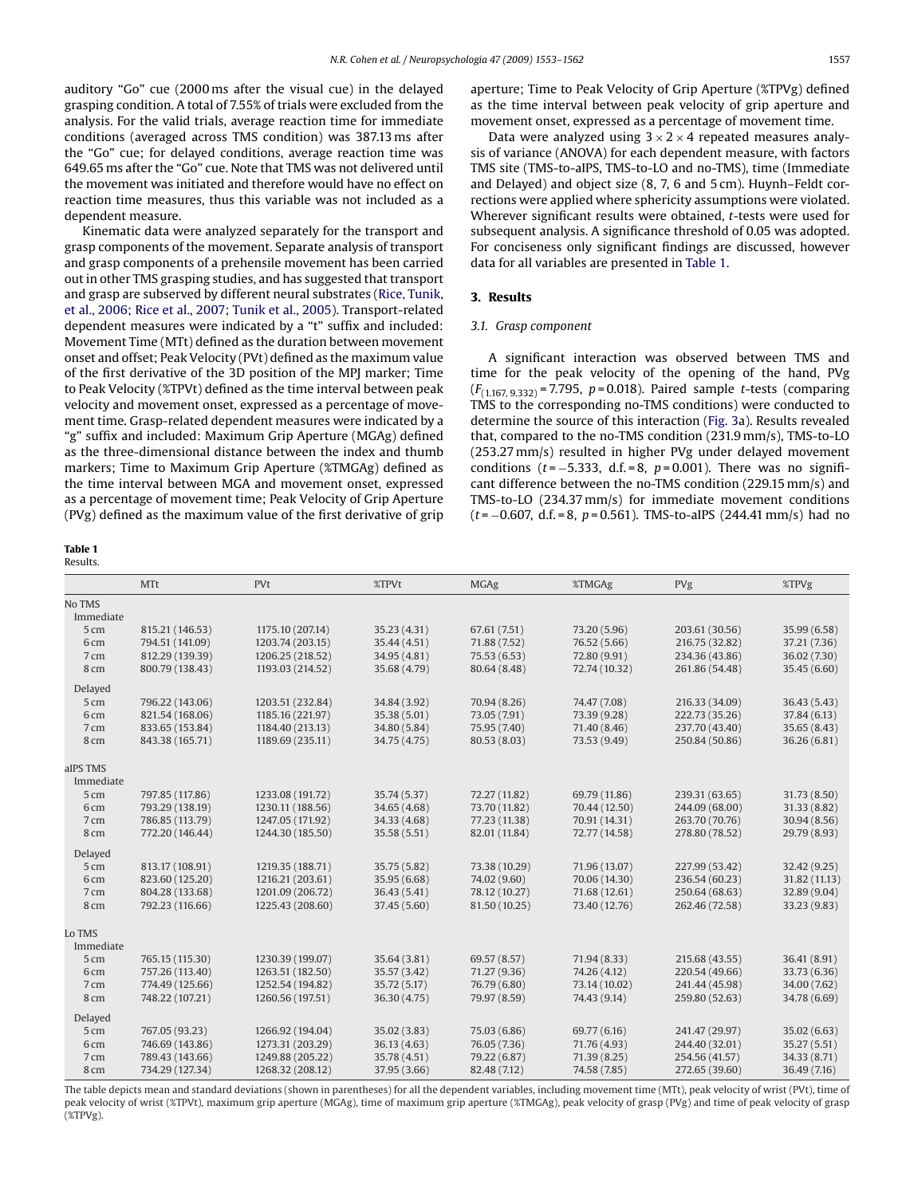auditory “Go” cue (2000 ms after the visual cue) in the delayed grasping condition. A total of 7.55% of trials were excluded from the analysis. For the valid trials, average reaction time for immediate conditions (averaged across TMS condition) was 387.13 ms after the “Go” cue; for delayed conditions, average reaction time was 649.65 ms after the “Go” cue. Note that TMS was not delivered until the movement was initiated and therefore would have no effect on reaction time measures, thus this variable was not included as a dependent measure.

Kinematic data were analyzed separately for the transport and grasp components of the movement. Separate analysis of transport and grasp components of a prehensile movement has been carried out in other TMS grasping studies, and has suggested that transport and grasp are subserved by different neural substrates (Rice, Tunik, et al., 2006; Rice et al., 2007; Tunik et al., 2005). Transport-related dependent measures were indicated by a “t” suffix and included: Movement Time (MTt) defined as the duration between movement onset and offset; Peak Velocity (PVt) defined as the maximum value of the first derivative of the 3D position of the MPJ marker; Time to Peak Velocity (%TPVt) defined as the time interval between peak velocity and movement onset, expressed as a percentage of movement time. Grasp-related dependent measures were indicated by a “g” suffix and included: Maximum Grip Aperture (MGAg) defined as the three-dimensional distance between the index and thumb markers; Time to Maximum Grip Aperture (%TMGAg) defined as the time interval between MGA and movement onset, expressed as a percentage of movement time; Peak Velocity of Grip Aperture (PVg) defined as the maximum value of the first derivative of grip aperture; Time to Peak Velocity of Grip Aperture (%TPVg) defined as the time interval between peak velocity of grip aperture and movement onset, expressed as a percentage of movement time.

Data were analyzed using $3 \times 2 \times 4$ repeated measures analysis of variance (ANOVA) for each dependent measure, with factors TMS site (TMS-to-aIPS, TMS-to-LO and no-TMS), time (Immediate and Delayed) and object size (8, 7, 6 and 5 cm). Huynh–Feldt corrections were applied where sphericity assumptions were violated. Wherever significant results were obtained, *t*-tests were used for subsequent analysis. A significance threshold of 0.05 was adopted. For conciseness only significant findings are discussed, however data for all variables are presented in Table 1.

## 3. Results

### 3.1. Grasp component

A significant interaction was observed between TMS and time for the peak velocity of the opening of the hand, PVg ($F_{(1.167,\,9.332)} = 7.795$, $p = 0.018$). Paired sample *t*-tests (comparing TMS to the corresponding no-TMS conditions) were conducted to determine the source of this interaction (Fig. 3a). Results revealed that, compared to the no-TMS condition (231.9 mm/s), TMS-to-LO (253.27 mm/s) resulted in higher PVg under delayed movement conditions ($t = -5.333$, d.f. = 8, $p = 0.001$). There was no significant difference between the no-TMS condition (229.15 mm/s) and TMS-to-LO (234.37 mm/s) for immediate movement conditions ($t = -0.607$, d.f. = 8, $p = 0.561$). TMS-to-aIPS (244.41 mm/s) had no

**Table 1**
Results.

| | MTt | PVt | %TPVt | MGAg | %TMGAg | PVg | %TPVg |
|---|---|---|---|---|---|---|---|
| No TMS | | | | | | | |
| Immediate | | | | | | | |
| 5 cm | 815.21 (146.53) | 1175.10 (207.14) | 35.23 (4.31) | 67.61 (7.51) | 73.20 (5.96) | 203.61 (30.56) | 35.99 (6.58) |
| 6 cm | 794.51 (141.09) | 1203.74 (203.15) | 35.44 (4.51) | 71.88 (7.52) | 76.52 (5.66) | 216.75 (32.82) | 37.21 (7.36) |
| 7 cm | 812.29 (139.39) | 1206.25 (218.52) | 34.95 (4.81) | 75.53 (6.53) | 72.80 (9.91) | 234.36 (43.86) | 36.02 (7.30) |
| 8 cm | 800.79 (138.43) | 1193.03 (214.52) | 35.68 (4.79) | 80.64 (8.48) | 72.74 (10.32) | 261.86 (54.48) | 35.45 (6.60) |
| Delayed | | | | | | | |
| 5 cm | 796.22 (143.06) | 1203.51 (232.84) | 34.84 (3.92) | 70.94 (8.26) | 74.47 (7.08) | 216.33 (34.09) | 36.43 (5.43) |
| 6 cm | 821.54 (168.06) | 1185.16 (221.97) | 35.38 (5.01) | 73.05 (7.91) | 73.39 (9.28) | 222.73 (35.26) | 37.84 (6.13) |
| 7 cm | 833.65 (153.84) | 1184.40 (213.13) | 34.80 (5.84) | 75.95 (7.40) | 71.40 (8.46) | 237.70 (43.40) | 35.65 (8.43) |
| 8 cm | 843.38 (165.71) | 1189.69 (235.11) | 34.75 (4.75) | 80.53 (8.03) | 73.53 (9.49) | 250.84 (50.86) | 36.26 (6.81) |
| aIPS TMS | | | | | | | |
| Immediate | | | | | | | |
| 5 cm | 797.85 (117.86) | 1233.08 (191.72) | 35.74 (5.37) | 72.27 (11.82) | 69.79 (11.86) | 239.31 (63.65) | 31.73 (8.50) |
| 6 cm | 793.29 (138.19) | 1230.11 (188.56) | 34.65 (4.68) | 73.70 (11.82) | 70.44 (12.50) | 244.09 (68.00) | 31.33 (8.82) |
| 7 cm | 786.85 (113.79) | 1247.05 (171.92) | 34.33 (4.68) | 77.23 (11.38) | 70.91 (14.31) | 263.70 (70.76) | 30.94 (8.56) |
| 8 cm | 772.20 (146.44) | 1244.30 (185.50) | 35.58 (5.51) | 82.01 (11.84) | 72.77 (14.58) | 278.80 (78.52) | 29.79 (8.93) |
| Delayed | | | | | | | |
| 5 cm | 813.17 (108.91) | 1219.35 (188.71) | 35.75 (5.82) | 73.38 (10.29) | 71.96 (13.07) | 227.99 (53.42) | 32.42 (9.25) |
| 6 cm | 823.60 (125.20) | 1216.21 (203.61) | 35.95 (6.68) | 74.02 (9.60) | 70.06 (14.30) | 236.54 (60.23) | 31.82 (11.13) |
| 7 cm | 804.28 (133.68) | 1201.09 (206.72) | 36.43 (5.41) | 78.12 (10.27) | 71.68 (12.61) | 250.64 (68.63) | 32.89 (9.04) |
| 8 cm | 792.23 (116.66) | 1225.43 (208.60) | 37.45 (5.60) | 81.50 (10.25) | 73.40 (12.76) | 262.46 (72.58) | 33.23 (9.83) |
| Lo TMS | | | | | | | |
| Immediate | | | | | | | |
| 5 cm | 765.15 (115.30) | 1230.39 (199.07) | 35.64 (3.81) | 69.57 (8.57) | 71.94 (8.33) | 215.68 (43.55) | 36.41 (8.91) |
| 6 cm | 757.26 (113.40) | 1263.51 (182.50) | 35.57 (3.42) | 71.27 (9.36) | 74.26 (4.12) | 220.54 (49.66) | 33.73 (6.36) |
| 7 cm | 774.49 (125.66) | 1252.54 (194.82) | 35.72 (5.17) | 76.79 (6.80) | 73.14 (10.02) | 241.44 (45.98) | 34.00 (7.62) |
| 8 cm | 748.22 (107.21) | 1260.56 (197.51) | 36.30 (4.75) | 79.97 (8.59) | 74.43 (9.14) | 259.80 (52.63) | 34.78 (6.69) |
| Delayed | | | | | | | |
| 5 cm | 767.05 (93.23) | 1266.92 (194.04) | 35.02 (3.83) | 75.03 (6.86) | 69.77 (6.16) | 241.47 (29.97) | 35.02 (6.63) |
| 6 cm | 746.69 (143.86) | 1273.31 (203.29) | 36.13 (4.63) | 76.05 (7.36) | 71.76 (4.93) | 244.40 (32.01) | 35.27 (5.51) |
| 7 cm | 789.43 (143.66) | 1249.88 (205.22) | 35.78 (4.51) | 79.22 (6.87) | 71.39 (8.25) | 254.56 (41.57) | 34.33 (8.71) |
| 8 cm | 734.29 (127.34) | 1268.32 (208.12) | 37.95 (3.66) | 82.48 (7.12) | 74.58 (7.85) | 272.65 (39.60) | 36.49 (7.16) |

The table depicts mean and standard deviations (shown in parentheses) for all the dependent variables, including movement time (MTt), peak velocity of wrist (PVt), time of peak velocity of wrist (%TPVt), maximum grip aperture (MGAg), time of maximum grip aperture (%TMGAg), peak velocity of grasp (PVg) and time of peak velocity of grasp (%TPVg).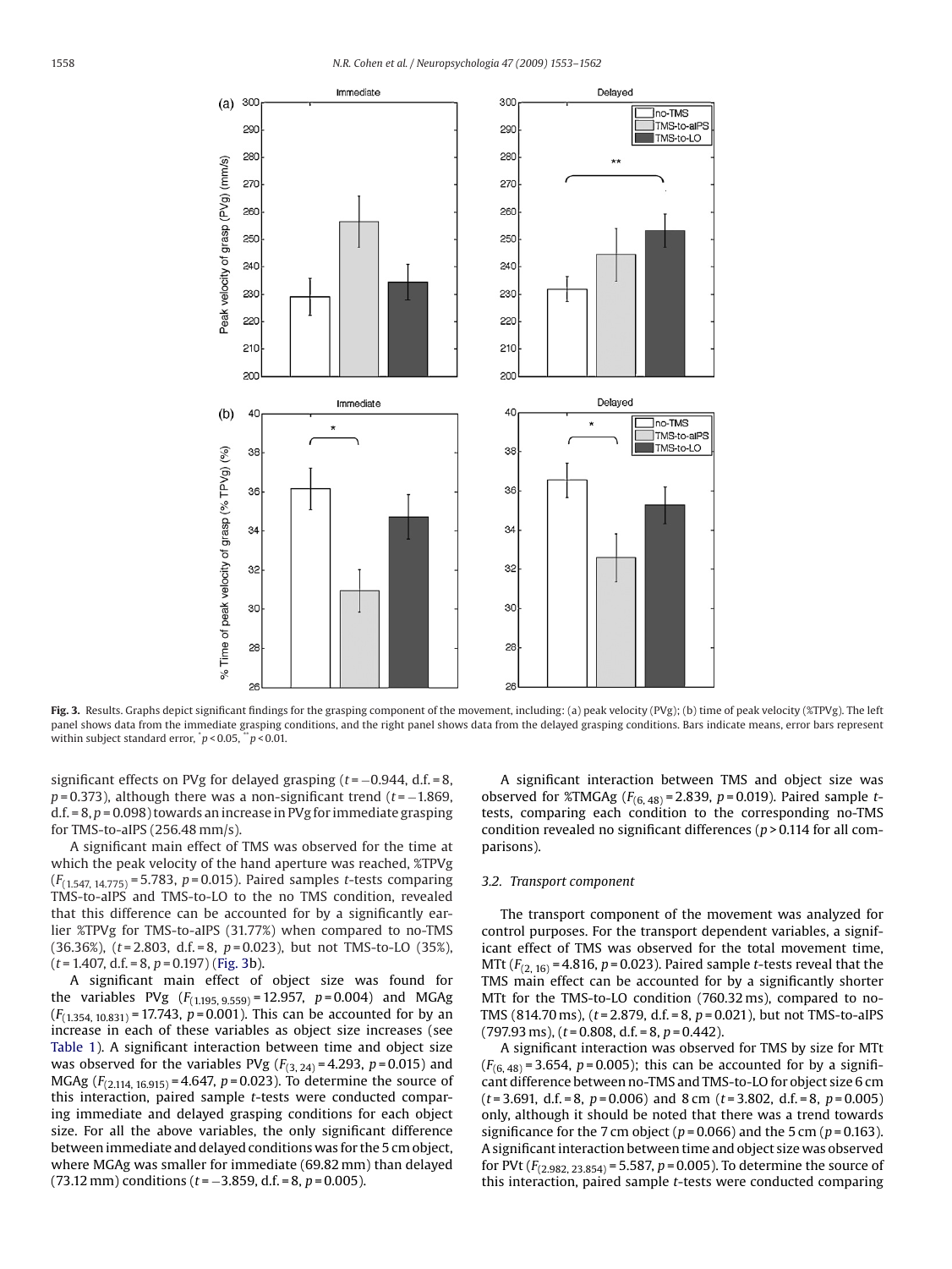Fig. 3. Results. Graphs depict significant findings for the grasping component of the movement, including: (a) peak velocity (PVg); (b) time of peak velocity (%TPVg). The left panel shows data from the immediate grasping conditions, and the right panel shows data from the delayed grasping conditions. Bars indicate means, error bars represent within subject standard error, $^{*}p < 0.05$, $^{**}p < 0.01$.

significant effects on PVg for delayed grasping ($t = -0.944$, d.f. = 8, $p = 0.373$), although there was a non-significant trend ($t = -1.869$, d.f. = 8, $p = 0.098$) towards an increase in PVg for immediate grasping for TMS-to-aIPS (256.48 mm/s).

A significant main effect of TMS was observed for the time at which the peak velocity of the hand aperture was reached, %TPVg ($F_{(1.547, 14.775)} = 5.783$, $p = 0.015$). Paired samples $t$-tests comparing TMS-to-aIPS and TMS-to-LO to the no TMS condition, revealed that this difference can be accounted for by a significantly earlier %TPVg for TMS-to-aIPS (31.77%) when compared to no-TMS (36.36%), ($t = 2.803$, d.f. = 8, $p = 0.023$), but not TMS-to-LO (35%), ($t = 1.407$, d.f. = 8, $p = 0.197$) (Fig. 3b).

A significant main effect of object size was found for the variables PVg ($F_{(1.195, 9.559)} = 12.957$, $p = 0.004$) and MGAg ($F_{(1.354, 10.831)} = 17.743$, $p = 0.001$). This can be accounted for by an increase in each of these variables as object size increases (see Table 1). A significant interaction between time and object size was observed for the variables PVg ($F_{(3, 24)} = 4.293$, $p = 0.015$) and MGAg ($F_{(2.114, 16.915)} = 4.647$, $p = 0.023$). To determine the source of this interaction, paired sample $t$-tests were conducted comparing immediate and delayed grasping conditions for each object size. For all the above variables, the only significant difference between immediate and delayed conditions was for the 5 cm object, where MGAg was smaller for immediate (69.82 mm) than delayed (73.12 mm) conditions ($t = -3.859$, d.f. = 8, $p = 0.005$).

A significant interaction between TMS and object size was observed for %TMGAg ($F_{(6, 48)} = 2.839$, $p = 0.019$). Paired sample $t$-tests, comparing each condition to the corresponding no-TMS condition revealed no significant differences ($p > 0.114$ for all comparisons).

### 3.2. Transport component

The transport component of the movement was analyzed for control purposes. For the transport dependent variables, a significant effect of TMS was observed for the total movement time, MTt ($F_{(2, 16)} = 4.816$, $p = 0.023$). Paired sample $t$-tests reveal that the TMS main effect can be accounted for by a significantly shorter MTt for the TMS-to-LO condition (760.32 ms), compared to no-TMS (814.70 ms), ($t = 2.879$, d.f. = 8, $p = 0.021$), but not TMS-to-aIPS (797.93 ms), ($t = 0.808$, d.f. = 8, $p = 0.442$).

A significant interaction was observed for TMS by size for MTt ($F_{(6, 48)} = 3.654$, $p = 0.005$); this can be accounted for by a significant difference between no-TMS and TMS-to-LO for object size 6 cm ($t = 3.691$, d.f. = 8, $p = 0.006$) and 8 cm ($t = 3.802$, d.f. = 8, $p = 0.005$) only, although it should be noted that there was a trend towards significance for the 7 cm object ($p = 0.066$) and the 5 cm ($p = 0.163$). A significant interaction between time and object size was observed for PVt ($F_{(2.982, 23.854)} = 5.587$, $p = 0.005$). To determine the source of this interaction, paired sample $t$-tests were conducted comparing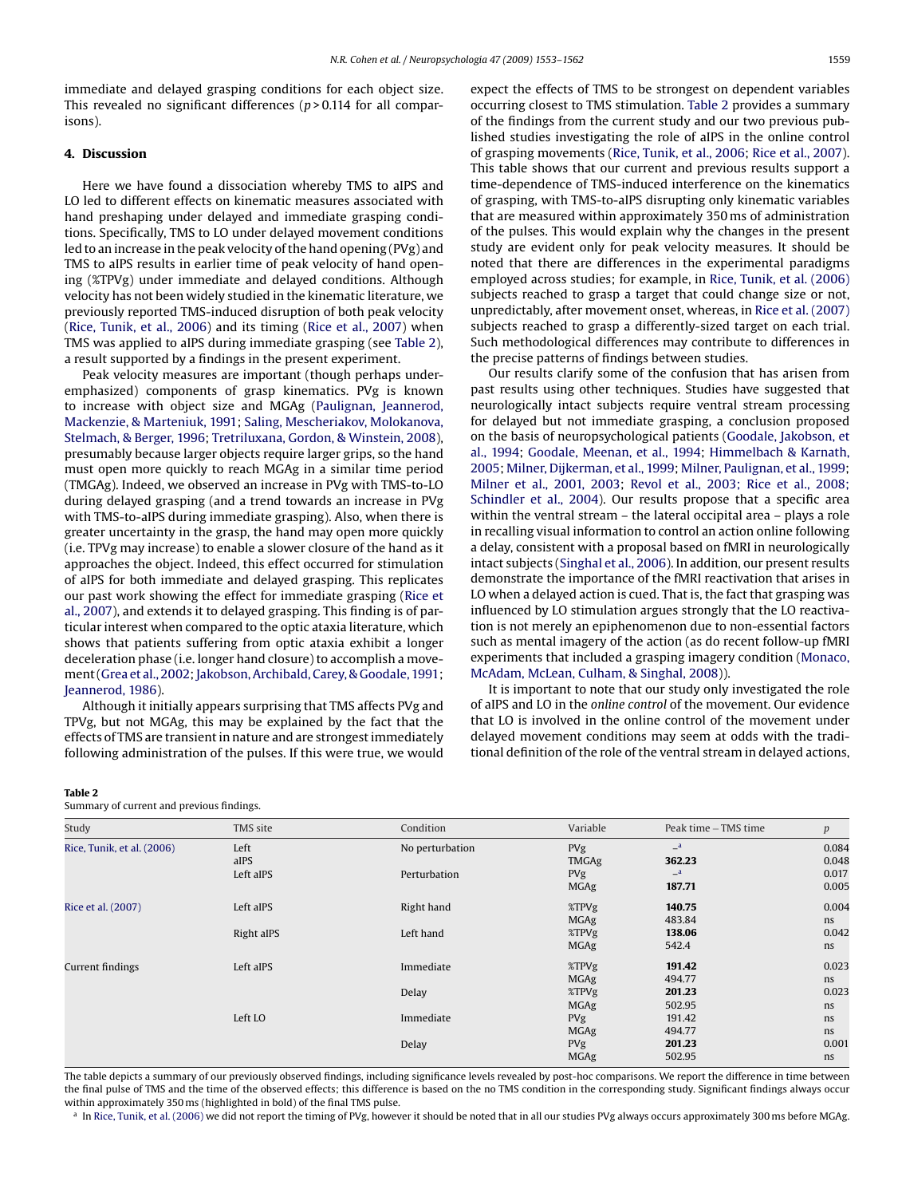immediate and delayed grasping conditions for each object size. This revealed no significant differences ($p > 0.114$ for all comparisons).

## 4. Discussion

Here we have found a dissociation whereby TMS to aIPS and LO led to different effects on kinematic measures associated with hand preshaping under delayed and immediate grasping conditions. Specifically, TMS to LO under delayed movement conditions led to an increase in the peak velocity of the hand opening (PVg) and TMS to aIPS results in earlier time of peak velocity of hand opening (%TPVg) under immediate and delayed conditions. Although velocity has not been widely studied in the kinematic literature, we previously reported TMS-induced disruption of both peak velocity (Rice, Tunik, et al., 2006) and its timing (Rice et al., 2007) when TMS was applied to aIPS during immediate grasping (see Table 2), a result supported by a findings in the present experiment.

Peak velocity measures are important (though perhaps under-emphasized) components of grasp kinematics. PVg is known to increase with object size and MGAg (Paulignan, Jeannerod, Mackenzie, & Marteniuk, 1991; Saling, Mescheriakov, Molokanova, Stelmach, & Berger, 1996; Tretriluxana, Gordon, & Winstein, 2008), presumably because larger objects require larger grips, so the hand must open more quickly to reach MGAg in a similar time period (TMGAg). Indeed, we observed an increase in PVg with TMS-to-LO during delayed grasping (and a trend towards an increase in PVg with TMS-to-aIPS during immediate grasping). Also, when there is greater uncertainty in the grasp, the hand may open more quickly (i.e. TPVg may increase) to enable a slower closure of the hand as it approaches the object. Indeed, this effect occurred for stimulation of aIPS for both immediate and delayed grasping. This replicates our past work showing the effect for immediate grasping (Rice et al., 2007), and extends it to delayed grasping. This finding is of particular interest when compared to the optic ataxia literature, which shows that patients suffering from optic ataxia exhibit a longer deceleration phase (i.e. longer hand closure) to accomplish a movement (Grea et al., 2002; Jakobson, Archibald, Carey, & Goodale, 1991; Jeannerod, 1986).

Although it initially appears surprising that TMS affects PVg and TPVg, but not MGAg, this may be explained by the fact that the effects of TMS are transient in nature and are strongest immediately following administration of the pulses. If this were true, we would expect the effects of TMS to be strongest on dependent variables occurring closest to TMS stimulation. Table 2 provides a summary of the findings from the current study and our two previous published studies investigating the role of aIPS in the online control of grasping movements (Rice, Tunik, et al., 2006; Rice et al., 2007). This table shows that our current and previous results support a time-dependence of TMS-induced interference on the kinematics of grasping, with TMS-to-aIPS disrupting only kinematic variables that are measured within approximately 350 ms of administration of the pulses. This would explain why the changes in the present study are evident only for peak velocity measures. It should be noted that there are differences in the experimental paradigms employed across studies; for example, in Rice, Tunik, et al. (2006) subjects reached to grasp a target that could change size or not, unpredictably, after movement onset, whereas, in Rice et al. (2007) subjects reached to grasp a differently-sized target on each trial. Such methodological differences may contribute to differences in the precise patterns of findings between studies.

Our results clarify some of the confusion that has arisen from past results using other techniques. Studies have suggested that neurologically intact subjects require ventral stream processing for delayed but not immediate grasping, a conclusion proposed on the basis of neuropsychological patients (Goodale, Jakobson, et al., 1994; Goodale, Meenan, et al., 1994; Himmelbach & Karnath, 2005; Milner, Dijkerman, et al., 1999; Milner, Paulignan, et al., 1999; Milner et al., 2001, 2003; Revol et al., 2003; Rice et al., 2008; Schindler et al., 2004). Our results propose that a specific area within the ventral stream – the lateral occipital area – plays a role in recalling visual information to control an action online following a delay, consistent with a proposal based on fMRI in neurologically intact subjects (Singhal et al., 2006). In addition, our present results demonstrate the importance of the fMRI reactivation that arises in LO when a delayed action is cued. That is, the fact that grasping was influenced by LO stimulation argues strongly that the LO reactivation is not merely an epiphenomenon due to non-essential factors such as mental imagery of the action (as do recent follow-up fMRI experiments that included a grasping imagery condition (Monaco, McAdam, McLean, Culham, & Singhal, 2008)).

It is important to note that our study only investigated the role of aIPS and LO in the *online control* of the movement. Our evidence that LO is involved in the online control of the movement under delayed movement conditions may seem at odds with the traditional definition of the role of the ventral stream in delayed actions,

**Table 2**
Summary of current and previous findings.

| Study | TMS site | Condition | Variable | Peak time – TMS time | p |
|---|---|---|---|---|---|
| Rice, Tunik, et al. (2006) | Left aIPS | No perturbation | PVg | –[a] | 0.084 |
| | | | TMGAg | **362.23** | 0.048 |
| | Left aIPS | Perturbation | PVg | –[a] | 0.017 |
| | | | MGAg | **187.71** | 0.005 |
| Rice et al. (2007) | Left aIPS | Right hand | %TPVg | **140.75** | 0.004 |
| | | | MGAg | 483.84 | ns |
| | Right aIPS | Left hand | %TPVg | **138.06** | 0.042 |
| | | | MGAg | 542.4 | ns |
| Current findings | Left aIPS | Immediate | %TPVg | **191.42** | 0.023 |
| | | | MGAg | 494.77 | ns |
| | | Delay | %TPVg | **201.23** | 0.023 |
| | | | MGAg | 502.95 | ns |
| | Left LO | Immediate | PVg | 191.42 | ns |
| | | | MGAg | 494.77 | ns |
| | | Delay | PVg | **201.23** | 0.001 |
| | | | MGAg | 502.95 | ns |

The table depicts a summary of our previously observed findings, including significance levels revealed by post-hoc comparisons. We report the difference in time between the final pulse of TMS and the time of the observed effects; this difference is based on the no TMS condition in the corresponding study. Significant findings always occur within approximately 350 ms (highlighted in bold) of the final TMS pulse.

[a] In Rice, Tunik, et al. (2006) we did not report the timing of PVg, however it should be noted that in all our studies PVg always occurs approximately 300 ms before MGAg.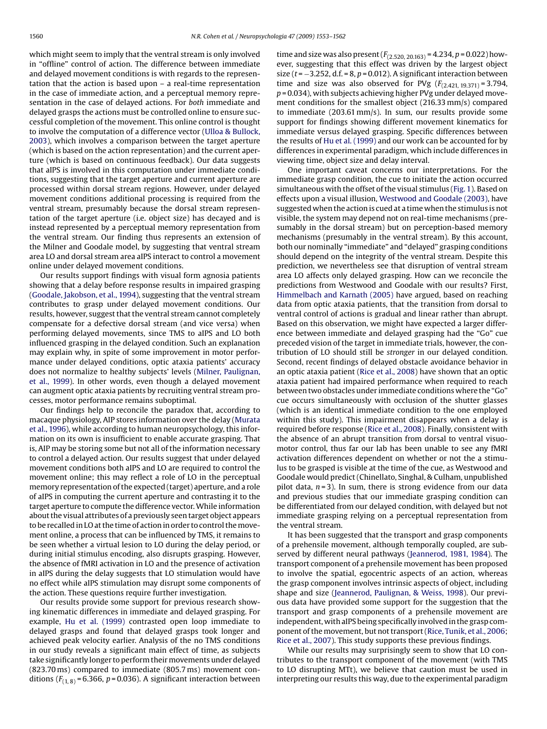which might seem to imply that the ventral stream is only involved in "offline" control of action. The difference between immediate and delayed movement conditions is with regards to the representation that the action is based upon – a real-time representation in the case of immediate action, and a perceptual memory representation in the case of delayed actions. For *both* immediate and delayed grasps the actions must be controlled online to ensure successful completion of the movement. This online control is thought to involve the computation of a difference vector (Ulloa & Bullock, 2003), which involves a comparison between the target aperture (which is based on the action representation) and the current aperture (which is based on continuous feedback). Our data suggests that aIPS is involved in this computation under immediate conditions, suggesting that the target aperture and current aperture are processed within dorsal stream regions. However, under delayed movement conditions additional processing is required from the ventral stream, presumably because the dorsal stream representation of the target aperture (i.e. object size) has decayed and is instead represented by a perceptual memory representation from the ventral stream. Our finding thus represents an extension of the Milner and Goodale model, by suggesting that ventral stream area LO and dorsal stream area aIPS interact to control a movement online under delayed movement conditions.

Our results support findings with visual form agnosia patients showing that a delay before response results in impaired grasping (Goodale, Jakobson, et al., 1994), suggesting that the ventral stream contributes to grasp under delayed movement conditions. Our results, however, suggest that the ventral stream cannot completely compensate for a defective dorsal stream (and vice versa) when performing delayed movements, since TMS to aIPS and LO both influenced grasping in the delayed condition. Such an explanation may explain why, in spite of some improvement in motor performance under delayed conditions, optic ataxia patients' accuracy does not normalize to healthy subjects' levels (Milner, Paulignan, et al., 1999). In other words, even though a delayed movement can augment optic ataxia patients by recruiting ventral stream processes, motor performance remains suboptimal.

Our findings help to reconcile the paradox that, according to macaque physiology, AIP stores information over the delay (Murata et al., 1996), while according to human neuropsychology, this information on its own is insufficient to enable accurate grasping. That is, AIP may be storing some but not all of the information necessary to control a delayed action. Our results suggest that under delayed movement conditions both aIPS and LO are required to control the movement online; this may reflect a role of LO in the perceptual memory representation of the expected (target) aperture, and a role of aIPS in computing the current aperture and contrasting it to the target aperture to compute the difference vector. While information about the visual attributes of a previously seen target object appears to be recalled in LO at the time of action in order to control the movement online, a process that can be influenced by TMS, it remains to be seen whether a virtual lesion to LO during the delay period, or during initial stimulus encoding, also disrupts grasping. However, the absence of fMRI activation in LO and the presence of activation in aIPS during the delay suggests that LO stimulation would have no effect while aIPS stimulation may disrupt some components of the action. These questions require further investigation.

Our results provide some support for previous research showing kinematic differences in immediate and delayed grasping. For example, Hu et al. (1999) contrasted open loop immediate to delayed grasps and found that delayed grasps took longer and achieved peak velocity earlier. Analysis of the no TMS conditions in our study reveals a significant main effect of time, as subjects take significantly longer to perform their movements under delayed (823.70 ms) compared to immediate (805.7 ms) movement conditions ($F_{(1,8)} = 6.366$, $p = 0.036$). A significant interaction between time and size was also present ($F_{(2.520,\,20.163)} = 4.234$, $p = 0.022$) however, suggesting that this effect was driven by the largest object size ($t = -3.252$, d.f. = 8, $p = 0.012$). A significant interaction between time and size was also observed for PVg ($F_{(2.421,\,19.371)} = 3.794$, $p = 0.034$), with subjects achieving higher PVg under delayed movement conditions for the smallest object (216.33 mm/s) compared to immediate (203.61 mm/s). In sum, our results provide some support for findings showing different movement kinematics for immediate versus delayed grasping. Specific differences between the results of Hu et al. (1999) and our work can be accounted for by differences in experimental paradigm, which include differences in viewing time, object size and delay interval.

One important caveat concerns our interpretations. For the immediate grasp condition, the cue to initiate the action occurred simultaneous with the offset of the visual stimulus (Fig. 1). Based on effects upon a visual illusion, Westwood and Goodale (2003), have suggested when the action is cued at a time when the stimulus is not visible, the system may depend not on real-time mechanisms (presumably in the dorsal stream) but on perception-based memory mechanisms (presumably in the ventral stream). By this account, both our nominally "immediate" and "delayed" grasping conditions should depend on the integrity of the ventral stream. Despite this prediction, we nevertheless see that disruption of ventral stream area LO affects only delayed grasping. How can we reconcile the predictions from Westwood and Goodale with our results? First, Himmelbach and Karnath (2005) have argued, based on reaching data from optic ataxia patients, that the transition from dorsal to ventral control of actions is gradual and linear rather than abrupt. Based on this observation, we might have expected a larger difference between immediate and delayed grasping had the "Go" cue preceded vision of the target in immediate trials, however, the contribution of LO should still be *stronger* in our delayed condition. Second, recent findings of delayed obstacle avoidance behavior in an optic ataxia patient (Rice et al., 2008) have shown that an optic ataxia patient had impaired performance when required to reach between two obstacles under immediate conditions where the "Go" cue occurs simultaneously with occlusion of the shutter glasses (which is an identical immediate condition to the one employed within this study). This impairment disappears when a delay is required before response (Rice et al., 2008). Finally, consistent with the absence of an abrupt transition from dorsal to ventral visuomotor control, thus far our lab has been unable to see any fMRI activation differences dependent on whether or not the a stimulus to be grasped is visible at the time of the cue, as Westwood and Goodale would predict (Chinellato, Singhal, & Culham, unpublished pilot data, $n = 3$). In sum, there is strong evidence from our data and previous studies that our immediate grasping condition can be differentiated from our delayed condition, with delayed but not immediate grasping relying on a perceptual representation from the ventral stream.

It has been suggested that the transport and grasp components of a prehensile movement, although temporally coupled, are subserved by different neural pathways (Jeannerod, 1981, 1984). The transport component of a prehensile movement has been proposed to involve the spatial, egocentric aspects of an action, whereas the grasp component involves intrinsic aspects of object, including shape and size (Jeannerod, Paulignan, & Weiss, 1998). Our previous data have provided some support for the suggestion that the transport and grasp components of a prehensile movement are independent, with aIPS being specifically involved in the grasp component of the movement, but not transport (Rice, Tunik, et al., 2006; Rice et al., 2007). This study supports these previous findings.

While our results may surprisingly seem to show that LO contributes to the transport component of the movement (with TMS to LO disrupting MTt), we believe that caution must be used in interpreting our results this way, due to the experimental paradigm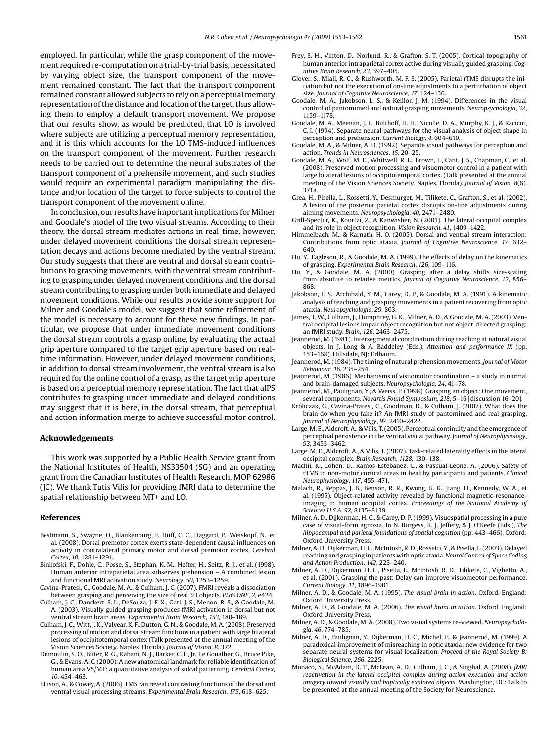employed. In particular, while the grasp component of the movement required re-computation on a trial-by-trial basis, necessitated by varying object size, the transport component of the movement remained constant. The fact that the transport component remained constant allowed subjects to rely on a perceptual memory representation of the distance and location of the target, thus allowing them to employ a default transport movement. We propose that our results show, as would be predicted, that LO is involved where subjects are utilizing a perceptual memory representation, and it is this which accounts for the LO TMS-induced influences on the transport component of the movement. Further research needs to be carried out to determine the neural substrates of the transport component of a prehensile movement, and such studies would require an experimental paradigm manipulating the distance and/or location of the target to force subjects to control the transport component of the movement online.

In conclusion, our results have important implications for Milner and Goodale's model of the two visual streams. According to their theory, the dorsal stream mediates actions in real-time, however, under delayed movement conditions the dorsal stream representation decays and actions become mediated by the ventral stream. Our study suggests that there are ventral and dorsal stream contributions to grasping movements, with the ventral stream contributing to grasping under delayed movement conditions and the dorsal stream contributing to grasping under both immediate and delayed movement conditions. While our results provide some support for Milner and Goodale's model, we suggest that some refinement of the model is necessary to account for these new findings. In particular, we propose that under immediate movement conditions the dorsal stream controls a grasp online, by evaluating the actual grip aperture compared to the target grip aperture based on real-time information. However, under delayed movement conditions, in addition to dorsal stream involvement, the ventral stream is also required for the online control of a grasp, as the target grip aperture is based on a perceptual memory representation. The fact that aIPS contributes to grasping under immediate and delayed conditions may suggest that it is here, in the dorsal stream, that perceptual and action information merge to achieve successful motor control.

## Acknowledgements

This work was supported by a Public Health Service grant from the National Institutes of Health, NS33504 (SG) and an operating grant from the Canadian Institutes of Health Research, MOP 62986 (JC). We thank Tutis Vilis for providing fMRI data to determine the spatial relationship between MT+ and LO.

## References

Bestmann, S., Swayne, O., Blankenburg, F., Ruff, C. C., Haggard, P., Weiskopf, N., et al. (2008). Dorsal premotor cortex exerts state-dependent causal influences on activity in contralateral primary motor and dorsal premotor cortex. *Cerebral Cortex*, *18*, 1281–1291.

Binkofski, F., Dohle, C., Posse, S., Stephan, K. M., Hefter, H., Seitz, R. J., et al. (1998). Human anterior intraparietal area subserves prehension – A combined lesion and functional MRI activation study. *Neurology*, *50*, 1253–1259.

Cavina-Pratesi, C., Goodale, M. A., & Culham, J. C. (2007). FMRI reveals a dissociation between grasping and perceiving the size of real 3D objects. *PLoS ONE*, *2*, e424.

Culham, J. C., Danckert, S. L., DeSouza, J. F. X., Gati, J. S., Menon, R. S., & Goodale, M. A. (2003). Visually guided grasping produces fMRI activation in dorsal but not ventral stream brain areas. *Experimental Brain Research*, *153*, 180–189.

Culham, J. C., Witt, J. K., Valyear, K. F., Dutton, G. N., & Goodale, M. A. (2008). Preserved processing of motion and dorsal stream functions in a patient with large bilateral lesions of occipitotemporal cortex (Talk presented at the annual meeting of the Vision Sciences Society, Naples, Florida). *Journal of Vision*, *8*, 372.

Dumoulin, S. O., Bitter, R. G., Kabani, N. J., Barker, C. L., Jr., Le Goualher, G., Bruce Pike, G., & Evans, A. C. (2000). A new anatomical landmark for reliable identification of human area V5/MT: a quantitative analysis of sulcal patterning. *Cerebral Cortex*, *10*, 454–463.

Ellison, A., & Cowey, A. (2006). TMS can reveal contrasting functions of the dorsal and ventral visual processing streams. *Experimental Brain Research*, *175*, 618–625.

Frey, S. H., Vinton, D., Norlund, R., & Grafton, S. T. (2005). Cortical topography of human anterior intraparietal cortex active during visually guided grasping. *Cognitive Brain Research*, *23*, 397–405.

Glover, S., Miall, R. C., & Rushworth, M. F. S. (2005). Parietal rTMS disrupts the initiation but not the execution of on-line adjustments to a perturbation of object size. *Journal of Cognitive Neuroscience*, *17*, 124–136.

Goodale, M. A., Jakobson, L. S., & Keillor, J. M. (1994). Differences in the visual control of pantomimed and natural grasping movements. *Neuropsychologia*, *32*, 1159–1178.

Goodale, M. A., Meenan, J. P., Bulthoff, H. H., Nicolle, D. A., Murphy, K. J., & Racicot, C. I. (1994). Separate neural pathways for the visual analysis of object shape in perception and prehension. *Current Biology*, *4*, 604–610.

Goodale, M. A., & Milner, A. D. (1992). Separate visual pathways for perception and action. *Trends in Neurosciences*, *15*, 20–25.

Goodale, M. A., Wolf, M. E., Whitwell, R. L., Brown, L., Cant, J. S., Chapman, C., et al. (2008). Preserved motion processing and visuomotor control in a patient with large bilateral lesions of occipitotemporal cortex. (Talk presented at the annual meeting of the Vision Sciences Society, Naples, Florida). *Journal of Vision*, *8*(6), 371a.

Grea, H., Pisella, L., Rossetti, Y., Desmurget, M., Tilikete, C., Grafton, S., et al. (2002). A lesion of the posterior parietal cortex disrupts on-line adjustments during aiming movements. *Neuropsychologia*, *40*, 2471–2480.

Grill-Spector, K., Kourtzi, Z., & Kanwisher, N. (2001). The lateral occipital complex and its role in object recognition. *Vision Research*, *41*, 1409–1422.

Himmelbach, M., & Karnath, H. O. (2005). Dorsal and ventral stream interaction: Contributions from optic ataxia. *Journal of Cognitive Neuroscience*, *17*, 632–640.

Hu, Y., Eagleson, R., & Goodale, M. A. (1999). The effects of delay on the kinematics of grasping. *Experimental Brain Research*, *126*, 109–116.

Hu, Y., & Goodale, M. A. (2000). Grasping after a delay shifts size-scaling from absolute to relative metrics. *Journal of Cognitive Neuroscience*, *12*, 856–868.

Jakobson, L. S., Archibald, Y. M., Carey, D. P., & Goodale, M. A. (1991). A kinematic analysis of reaching and grasping movements in a patient recovering from optic ataxia. *Neuropsychologia*, *29*, 803.

James, T. W., Culham, J., Humphrey, G. K., Milner, A. D., & Goodale, M. A. (2003). Ventral occipital lesions impair object recognition but not object-directed grasping: an fMRI study. *Brain*, *126*, 2463–2475.

Jeannerod, M. (1981). Intersegmental coordination during reaching at natural visual objects. In J. Long & A. Baddeley (Eds.), *Attention and performance IX* (pp. 153–168). Hillsdale, NJ: Erlbaum.

Jeannerod, M. (1984). The timing of natural prehension movements. *Journal of Motor Behaviour*, *16*, 235–254.

Jeannerod, M. (1986). Mechanisms of visuomotor coordination – a study in normal and brain-damaged subjects. *Neuropsychologia*, *24*, 41–78.

Jeannerod, M., Paulignan, Y., & Weiss, P. (1998). Grasping an object: One movement, several components. *Novartis Found Symposium*, *218*, 5–16 [discussion 16–20].

Króliczak, G., Cavina-Pratesi, C., Goodman, D., & Culham, J. (2007). What does the brain do when you fake it? An fMRI study of pantomimed and real grasping. *Journal of Neurophysiology*, *97*, 2410–2422.

Large, M. E., Aldcroft, A., & Vilis, T. (2005). Perceptual continuity and the emergence of perceptual persistence in the ventral visual pathway. *Journal of Neurophysiology*, *93*, 3453–3462.

Large, M. E., Aldcroft, A., & Vilis, T. (2007). Task-related laterality effects in the lateral occipital complex. *Brain Research*, *1128*, 130–138.

Machii, K., Cohen, D., Ramos-Estebanez, C., & Pascual-Leone, A. (2006). Safety of rTMS to non-motor cortical areas in healthy participants and patients. *Clinical Neurophysiology*, *117*, 455–471.

Malach, R., Reppas, J. B., Benson, R. R., Kwong, K. K., Jiang, H., Kennedy, W. A., et al. (1995). Object-related activity revealed by functional magnetic-resonance-imaging in human occipital cortex. *Proceedings of the National Academy of Sciences U S A*, *92*, 8135–8139.

Milner, A. D., Dijkerman, H. C., & Carey, D. P. (1999). Visuospatial processing in a pure case of visual-form agnosia. In N. Burgess, K. J. Jeffery, & J. O'Keefe (Eds.), *The hippocampal and parietal foundations of spatial cognition* (pp. 443–466). Oxford: Oxford University Press.

Milner, A. D., Dijkerman, H. C., McIntosh, R. D., Rossetti, Y., & Pisella, L. (2003). Delayed reaching and grasping in patients with optic ataxia. *Neural Control of Space Coding and Action Production*, *142*, 223–240.

Milner, A. D., Dijkerman, H. C., Pisella, L., McIntosh, R. D., Tilikete, C., Vighetto, A., et al. (2001). Grasping the past: Delay can improve visuomeotor performance. *Current Biology*, *11*, 1896–1901.

Milner, A. D., & Goodale, M. A. (1995). *The visual brain in action*. Oxford, England: Oxford University Press.

Milner, A. D., & Goodale, M. A. (2006). *The visual brain in action*. Oxford, England: Oxford University Press.

Milner, A. D., & Goodale, M. A. (2008). Two visual systems re-viewed. *Neuropsychologia*, *46*, 774–785.

Milner, A. D., Paulignan, Y., Dijkerman, H. C., Michel, F., & Jeannerod, M. (1999). A paradoxical improvement of misreaching in optic ataxia: new evidence for two separate neural systems for visual localization. *Proceed of the Royal Society B: Biological Science*, *266*, 2225.

Monaco, S., McAdam, D. T., McLean, A. D., Culham, J. C., & Singhal, A. (2008). *fMRI reactivation in the lateral occipital complex during action execution and action imagery toward visually and haptically explored objects*. Washington, DC: Talk to be presented at the annual meeting of the Society for Neuroscience.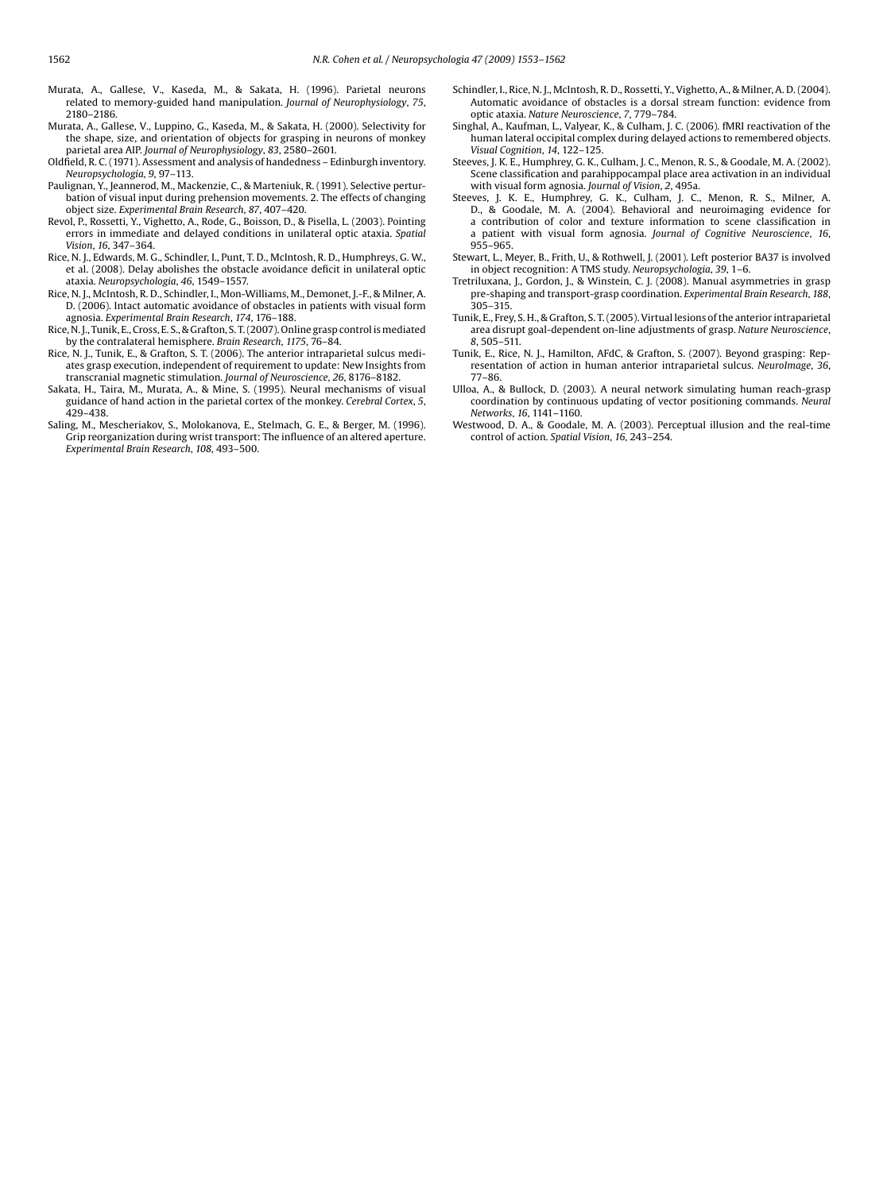Murata, A., Gallese, V., Kaseda, M., & Sakata, H. (1996). Parietal neurons related to memory-guided hand manipulation. *Journal of Neurophysiology*, *75*, 2180–2186.

Murata, A., Gallese, V., Luppino, G., Kaseda, M., & Sakata, H. (2000). Selectivity for the shape, size, and orientation of objects for grasping in neurons of monkey parietal area AIP. *Journal of Neurophysiology*, *83*, 2580–2601.

Oldfield, R. C. (1971). Assessment and analysis of handedness – Edinburgh inventory. *Neuropsychologia*, *9*, 97–113.

Paulignan, Y., Jeannerod, M., Mackenzie, C., & Marteniuk, R. (1991). Selective perturbation of visual input during prehension movements. 2. The effects of changing object size. *Experimental Brain Research*, *87*, 407–420.

Revol, P., Rossetti, Y., Vighetto, A., Rode, G., Boisson, D., & Pisella, L. (2003). Pointing errors in immediate and delayed conditions in unilateral optic ataxia. *Spatial Vision*, *16*, 347–364.

Rice, N. J., Edwards, M. G., Schindler, I., Punt, T. D., McIntosh, R. D., Humphreys, G. W., et al. (2008). Delay abolishes the obstacle avoidance deficit in unilateral optic ataxia. *Neuropsychologia*, *46*, 1549–1557.

Rice, N. J., McIntosh, R. D., Schindler, I., Mon-Williams, M., Demonet, J.-F., & Milner, A. D. (2006). Intact automatic avoidance of obstacles in patients with visual form agnosia. *Experimental Brain Research*, *174*, 176–188.

Rice, N. J., Tunik, E., Cross, E. S., & Grafton, S. T. (2007). Online grasp control is mediated by the contralateral hemisphere. *Brain Research*, *1175*, 76–84.

Rice, N. J., Tunik, E., & Grafton, S. T. (2006). The anterior intraparietal sulcus mediates grasp execution, independent of requirement to update: New Insights from transcranial magnetic stimulation. *Journal of Neuroscience*, *26*, 8176–8182.

Sakata, H., Taira, M., Murata, A., & Mine, S. (1995). Neural mechanisms of visual guidance of hand action in the parietal cortex of the monkey. *Cerebral Cortex*, *5*, 429–438.

Saling, M., Mescheriakov, S., Molokanova, E., Stelmach, G. E., & Berger, M. (1996). Grip reorganization during wrist transport: The influence of an altered aperture. *Experimental Brain Research*, *108*, 493–500.

Schindler, I., Rice, N. J., McIntosh, R. D., Rossetti, Y., Vighetto, A., & Milner, A. D. (2004). Automatic avoidance of obstacles is a dorsal stream function: evidence from optic ataxia. *Nature Neuroscience*, *7*, 779–784.

Singhal, A., Kaufman, L., Valyear, K., & Culham, J. C. (2006). fMRI reactivation of the human lateral occipital complex during delayed actions to remembered objects. *Visual Cognition*, *14*, 122–125.

Steeves, J. K. E., Humphrey, G. K., Culham, J. C., Menon, R. S., & Goodale, M. A. (2002). Scene classification and parahippocampal place area activation in an individual with visual form agnosia. *Journal of Vision*, *2*, 495a.

Steeves, J. K. E., Humphrey, G. K., Culham, J. C., Menon, R. S., Milner, A. D., & Goodale, M. A. (2004). Behavioral and neuroimaging evidence for a contribution of color and texture information to scene classification in a patient with visual form agnosia. *Journal of Cognitive Neuroscience*, *16*, 955–965.

Stewart, L., Meyer, B., Frith, U., & Rothwell, J. (2001). Left posterior BA37 is involved in object recognition: A TMS study. *Neuropsychologia*, *39*, 1–6.

Tretriluxana, J., Gordon, J., & Winstein, C. J. (2008). Manual asymmetries in grasp pre-shaping and transport-grasp coordination. *Experimental Brain Research*, *188*, 305–315.

Tunik, E., Frey, S. H., & Grafton, S. T. (2005). Virtual lesions of the anterior intraparietal area disrupt goal-dependent on-line adjustments of grasp. *Nature Neuroscience*, *8*, 505–511.

Tunik, E., Rice, N. J., Hamilton, AFdC, & Grafton, S. (2007). Beyond grasping: Representation of action in human anterior intraparietal sulcus. *NeuroImage*, *36*, 77–86.

Ulloa, A., & Bullock, D. (2003). A neural network simulating human reach-grasp coordination by continuous updating of vector positioning commands. *Neural Networks*, *16*, 1141–1160.

Westwood, D. A., & Goodale, M. A. (2003). Perceptual illusion and the real-time control of action. *Spatial Vision*, *16*, 243–254.